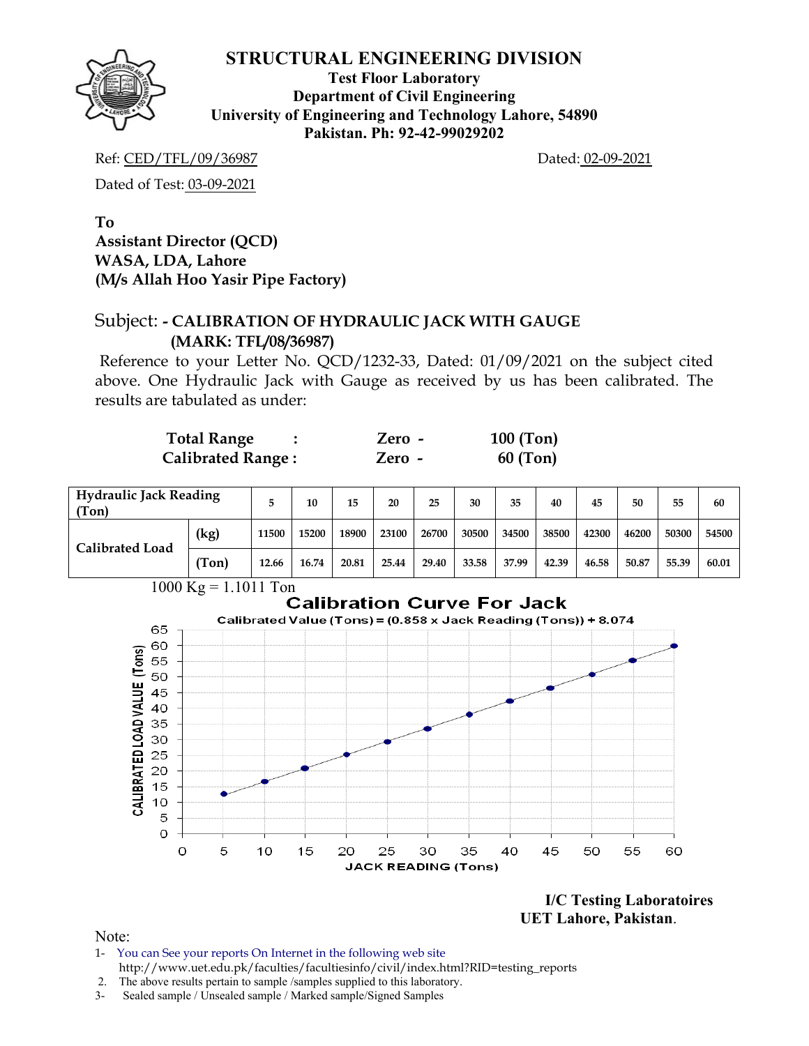# STRUCTURAL ENGINEERING DIVISION

**Test Floor Laboratory**
**Department of Civil Engineering**
**University of Engineering and Technology Lahore, 54890**
**Pakistan. Ph: 92-42-99029202**

Ref: CED/TFL/09/36987 Dated: 02-09-2021

Dated of Test: 03-09-2021

**To**
**Assistant Director (QCD)**
**WASA, LDA, Lahore**
**(M/s Allah Hoo Yasir Pipe Factory)**

Subject: **- CALIBRATION OF HYDRAULIC JACK WITH GAUGE (MARK: TFL/08/36987)**

Reference to your Letter No. QCD/1232-33, Dated: 01/09/2021 on the subject cited above. One Hydraulic Jack with Gauge as received by us has been calibrated. The results are tabulated as under:

**Total Range : Zero - 100 (Ton)**
**Calibrated Range : Zero - 60 (Ton)**

| Hydraulic Jack Reading (Ton) | | 5 | 10 | 15 | 20 | 25 | 30 | 35 | 40 | 45 | 50 | 55 | 60 |
|---|---|---|---|---|---|---|---|---|---|---|---|---|---|
| Calibrated Load | (kg) | 11500 | 15200 | 18900 | 23100 | 26700 | 30500 | 34500 | 38500 | 42300 | 46200 | 50300 | 54500 |
| | (Ton) | 12.66 | 16.74 | 20.81 | 25.44 | 29.40 | 33.58 | 37.99 | 42.39 | 46.58 | 50.87 | 55.39 | 60.01 |

1000 Kg = 1.1011 Ton

Calibration Curve For Jack

Calibrated Value (Tons) = (0.858 x Jack Reading (Tons)) + 8.074

CALIBRATED LOAD VALUE (Tons)

0
5
10
15
20
25
30
35
40
45
50
55
60
65

JACK READING (Tons)

0 5 10 15 20 25 30 35 40 45 50 55 60

**I/C Testing Laboratoires**
**UET Lahore, Pakistan**.

Note:
1- You can See your reports On Internet in the following web site
http://www.uet.edu.pk/faculties/facultiesinfo/civil/index.html?RID=testing_reports
2. The above results pertain to sample /samples supplied to this laboratory.
3- Sealed sample / Unsealed sample / Marked sample/Signed Samples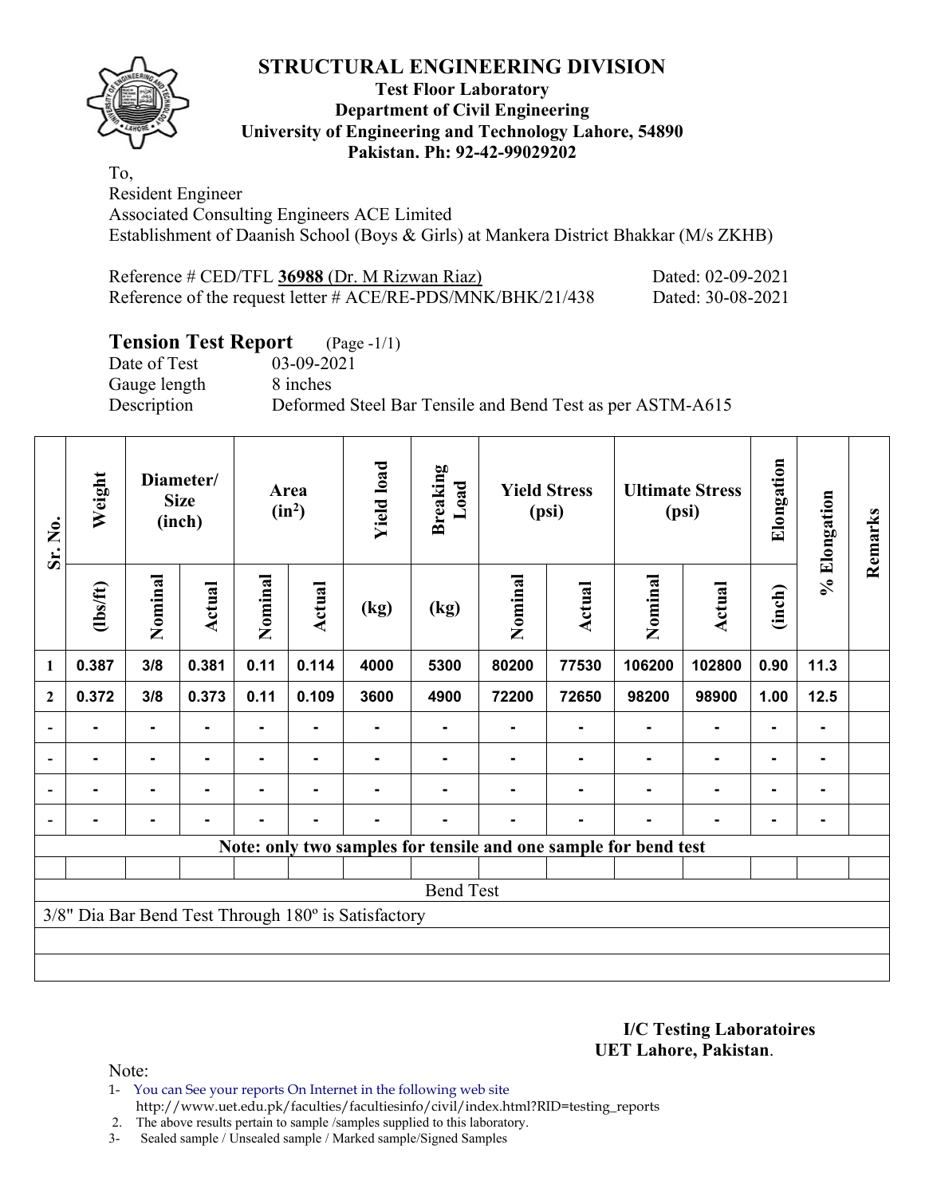# STRUCTURAL ENGINEERING DIVISION

**Test Floor Laboratory**
**Department of Civil Engineering**
**University of Engineering and Technology Lahore, 54890**
**Pakistan. Ph: 92-42-99029202**

To,
Resident Engineer
Associated Consulting Engineers ACE Limited
Establishment of Daanish School (Boys & Girls) at Mankera District Bhakkar (M/s ZKHB)

Reference # CED/TFL **36988** (Dr. M Rizwan Riaz) Dated: 02-09-2021
Reference of the request letter # ACE/RE-PDS/MNK/BHK/21/438 Dated: 30-08-2021

## Tension Test Report (Page -1/1)

Date of Test 03-09-2021
Gauge length 8 inches
Description Deformed Steel Bar Tensile and Bend Test as per ASTM-A615

| Sr. No. | Weight | Diameter/ Size (inch) | | Area ($in^2$) | | Yield load | Breaking Load | Yield Stress (psi) | | Ultimate Stress (psi) | | Elongation | % Elongation | Remarks |
|---|---|---|---|---|---|---|---|---|---|---|---|---|---|---|
| | (lbs/ft) | Nominal | Actual | Nominal | Actual | (kg) | (kg) | Nominal | Actual | Nominal | Actual | (inch) | | |
| 1 | 0.387 | 3/8 | 0.381 | 0.11 | 0.114 | 4000 | 5300 | 80200 | 77530 | 106200 | 102800 | 0.90 | 11.3 | |
| 2 | 0.372 | 3/8 | 0.373 | 0.11 | 0.109 | 3600 | 4900 | 72200 | 72650 | 98200 | 98900 | 1.00 | 12.5 | |
| - | - | - | - | - | - | - | - | - | - | - | - | - | - | |
| - | - | - | - | - | - | - | - | - | - | - | - | - | - | |
| - | - | - | - | - | - | - | - | - | - | - | - | - | - | |
| - | - | - | - | - | - | - | - | - | - | - | - | - | - | |

**Note: only two samples for tensile and one sample for bend test**

Bend Test

3/8" Dia Bar Bend Test Through 180º is Satisfactory

**I/C Testing Laboratoires**
**UET Lahore, Pakistan**.

Note:
1- You can See your reports On Internet in the following web site
http://www.uet.edu.pk/faculties/facultiesinfo/civil/index.html?RID=testing_reports
2. The above results pertain to sample /samples supplied to this laboratory.
3- Sealed sample / Unsealed sample / Marked sample/Signed Samples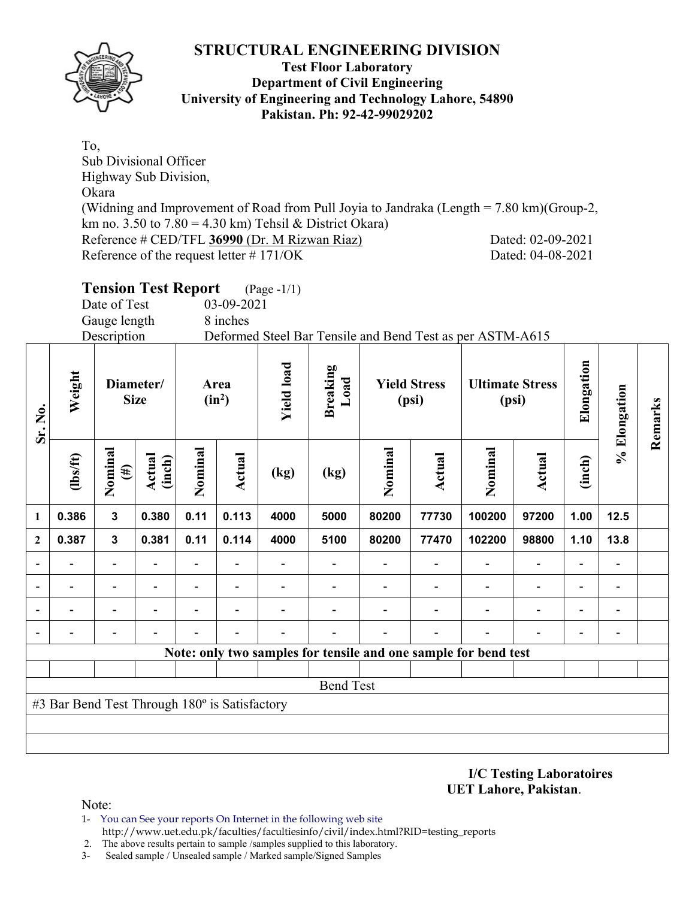# STRUCTURAL ENGINEERING DIVISION

**Test Floor Laboratory**
**Department of Civil Engineering**
**University of Engineering and Technology Lahore, 54890**
**Pakistan. Ph: 92-42-99029202**

To,
Sub Divisional Officer
Highway Sub Division,
Okara
(Widning and Improvement of Road from Pull Joyia to Jandraka (Length = 7.80 km)(Group-2, km no. 3.50 to 7.80 = 4.30 km) Tehsil & District Okara)
Reference # CED/TFL **36990** (Dr. M Rizwan Riaz) Dated: 02-09-2021
Reference of the request letter # 171/OK Dated: 04-08-2021

## Tension Test Report (Page -1/1)

Date of Test 03-09-2021
Gauge length 8 inches
Description Deformed Steel Bar Tensile and Bend Test as per ASTM-A615

| Sr. No. | Weight | Diameter/ Size | | Area ($in^2$) | | Yield load | Breaking Load | Yield Stress (psi) | | Ultimate Stress (psi) | | Elongation | % Elongation | Remarks |
|---|---|---|---|---|---|---|---|---|---|---|---|---|---|---|
| | (lbs/ft) | Nominal (#) | Actual (inch) | Nominal | Actual | (kg) | (kg) | Nominal | Actual | Nominal | Actual | (inch) | | |
| 1 | 0.386 | 3 | 0.380 | 0.11 | 0.113 | 4000 | 5000 | 80200 | 77730 | 100200 | 97200 | 1.00 | 12.5 | |
| 2 | 0.387 | 3 | 0.381 | 0.11 | 0.114 | 4000 | 5100 | 80200 | 77470 | 102200 | 98800 | 1.10 | 13.8 | |
| - | - | - | - | - | - | - | - | - | - | - | - | - | - | |
| - | - | - | - | - | - | - | - | - | - | - | - | - | - | |
| - | - | - | - | - | - | - | - | - | - | - | - | - | - | |
| - | - | - | - | - | - | - | - | - | - | - | - | - | - | |

**Note: only two samples for tensile and one sample for bend test**

Bend Test

#3 Bar Bend Test Through 180º is Satisfactory

**I/C Testing Laboratoires**
**UET Lahore, Pakistan**.

Note:
1- You can See your reports On Internet in the following web site
http://www.uet.edu.pk/faculties/facultiesinfo/civil/index.html?RID=testing_reports
2. The above results pertain to sample /samples supplied to this laboratory.
3- Sealed sample / Unsealed sample / Marked sample/Signed Samples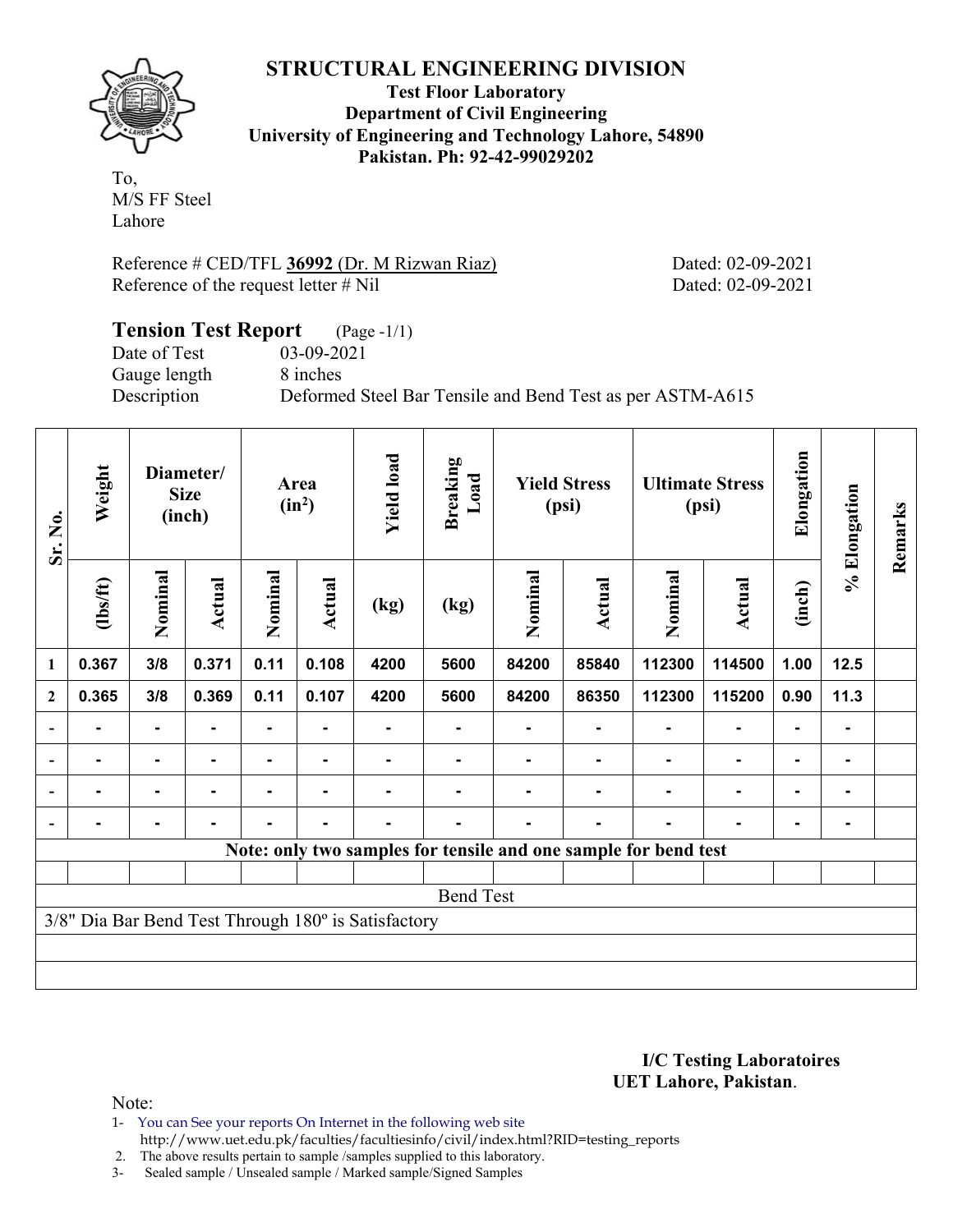# STRUCTURAL ENGINEERING DIVISION

**Test Floor Laboratory**
**Department of Civil Engineering**
**University of Engineering and Technology Lahore, 54890**
**Pakistan. Ph: 92-42-99029202**

To,
M/S FF Steel
Lahore

Reference # CED/TFL **36992** (Dr. M Rizwan Riaz) Dated: 02-09-2021
Reference of the request letter # Nil Dated: 02-09-2021

## Tension Test Report (Page -1/1)

Date of Test 03-09-2021
Gauge length 8 inches
Description Deformed Steel Bar Tensile and Bend Test as per ASTM-A615

| Sr. No. | Weight | Diameter/ Size (inch) | | Area ($in^2$) | | Yield load | Breaking Load | Yield Stress (psi) | | Ultimate Stress (psi) | | Elongation | % Elongation | Remarks |
|---|---|---|---|---|---|---|---|---|---|---|---|---|---|---|
| | (lbs/ft) | Nominal | Actual | Nominal | Actual | (kg) | (kg) | Nominal | Actual | Nominal | Actual | (inch) | | |
| 1 | 0.367 | 3/8 | 0.371 | 0.11 | 0.108 | 4200 | 5600 | 84200 | 85840 | 112300 | 114500 | 1.00 | 12.5 | |
| 2 | 0.365 | 3/8 | 0.369 | 0.11 | 0.107 | 4200 | 5600 | 84200 | 86350 | 112300 | 115200 | 0.90 | 11.3 | |
| - | - | - | - | - | - | - | - | - | - | - | - | - | - | |
| - | - | - | - | - | - | - | - | - | - | - | - | - | - | |
| - | - | - | - | - | - | - | - | - | - | - | - | - | - | |
| - | - | - | - | - | - | - | - | - | - | - | - | - | - | |

**Note: only two samples for tensile and one sample for bend test**

Bend Test

3/8" Dia Bar Bend Test Through 180º is Satisfactory

**I/C Testing Laboratoires**
**UET Lahore, Pakistan**.

Note:
1- You can See your reports On Internet in the following web site
http://www.uet.edu.pk/faculties/facultiesinfo/civil/index.html?RID=testing_reports
2. The above results pertain to sample /samples supplied to this laboratory.
3- Sealed sample / Unsealed sample / Marked sample/Signed Samples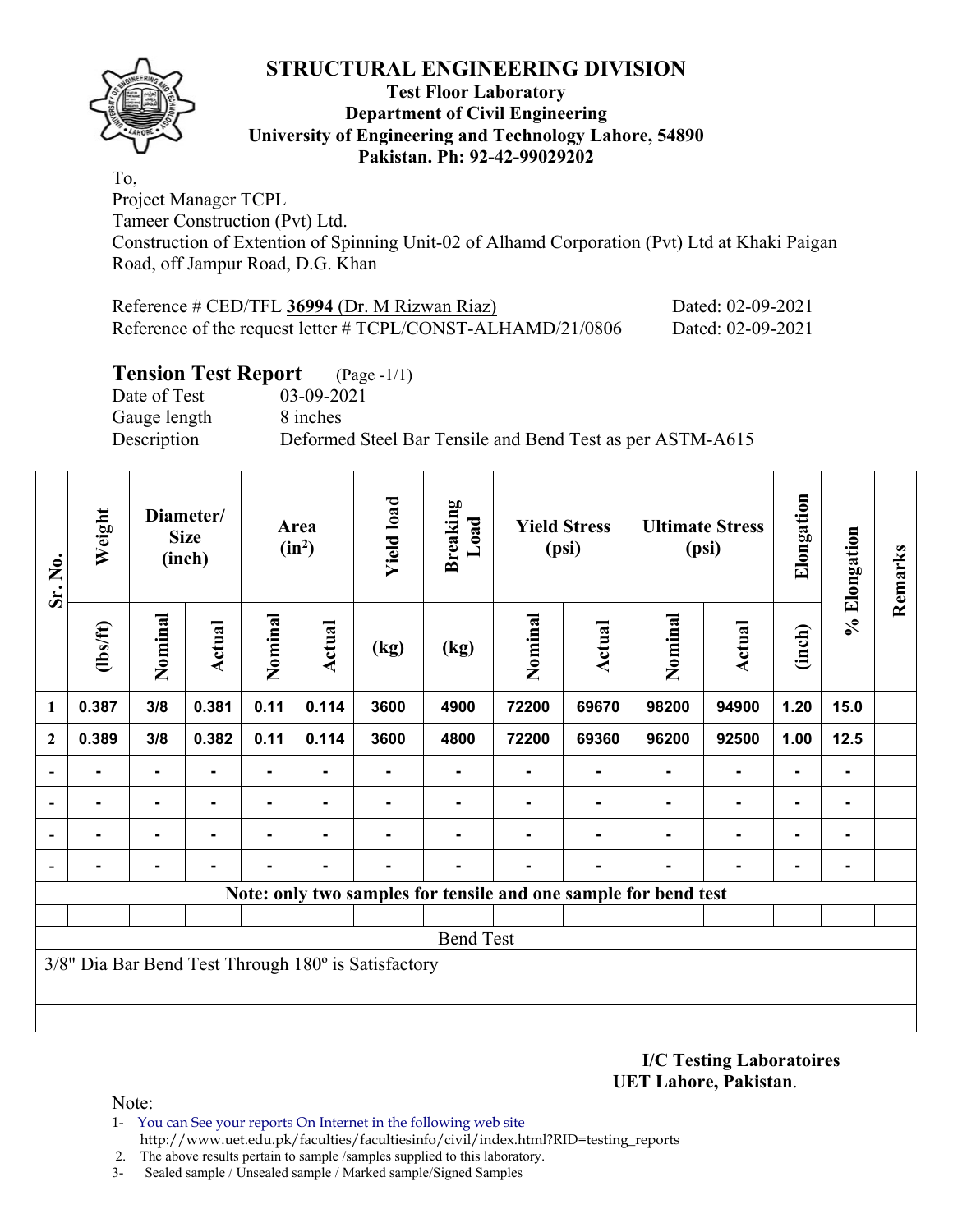# STRUCTURAL ENGINEERING DIVISION

**Test Floor Laboratory**
**Department of Civil Engineering**
**University of Engineering and Technology Lahore, 54890**
**Pakistan. Ph: 92-42-99029202**

To,
Project Manager TCPL
Tameer Construction (Pvt) Ltd.
Construction of Extention of Spinning Unit-02 of Alhamd Corporation (Pvt) Ltd at Khaki Paigan Road, off Jampur Road, D.G. Khan

Reference # CED/TFL **36994** (Dr. M Rizwan Riaz) Dated: 02-09-2021
Reference of the request letter # TCPL/CONST-ALHAMD/21/0806 Dated: 02-09-2021

## Tension Test Report (Page -1/1)

Date of Test 03-09-2021
Gauge length 8 inches
Description Deformed Steel Bar Tensile and Bend Test as per ASTM-A615

| Sr. No. | Weight | Diameter/ Size (inch) | | Area ($in^2$) | | Yield load | Breaking Load | Yield Stress (psi) | | Ultimate Stress (psi) | | Elongation | % Elongation | Remarks |
|---|---|---|---|---|---|---|---|---|---|---|---|---|---|---|
| | (lbs/ft) | Nominal | Actual | Nominal | Actual | (kg) | (kg) | Nominal | Actual | Nominal | Actual | (inch) | | |
| 1 | 0.387 | 3/8 | 0.381 | 0.11 | 0.114 | 3600 | 4900 | 72200 | 69670 | 98200 | 94900 | 1.20 | 15.0 | |
| 2 | 0.389 | 3/8 | 0.382 | 0.11 | 0.114 | 3600 | 4800 | 72200 | 69360 | 96200 | 92500 | 1.00 | 12.5 | |
| - | - | - | - | - | - | - | - | - | - | - | - | - | - | |
| - | - | - | - | - | - | - | - | - | - | - | - | - | - | |
| - | - | - | - | - | - | - | - | - | - | - | - | - | - | |
| - | - | - | - | - | - | - | - | - | - | - | - | - | - | |

**Note: only two samples for tensile and one sample for bend test**

Bend Test

3/8" Dia Bar Bend Test Through 180º is Satisfactory

**I/C Testing Laboratoires**
**UET Lahore, Pakistan**.

Note:
1- You can See your reports On Internet in the following web site
http://www.uet.edu.pk/faculties/facultiesinfo/civil/index.html?RID=testing_reports
2. The above results pertain to sample /samples supplied to this laboratory.
3- Sealed sample / Unsealed sample / Marked sample/Signed Samples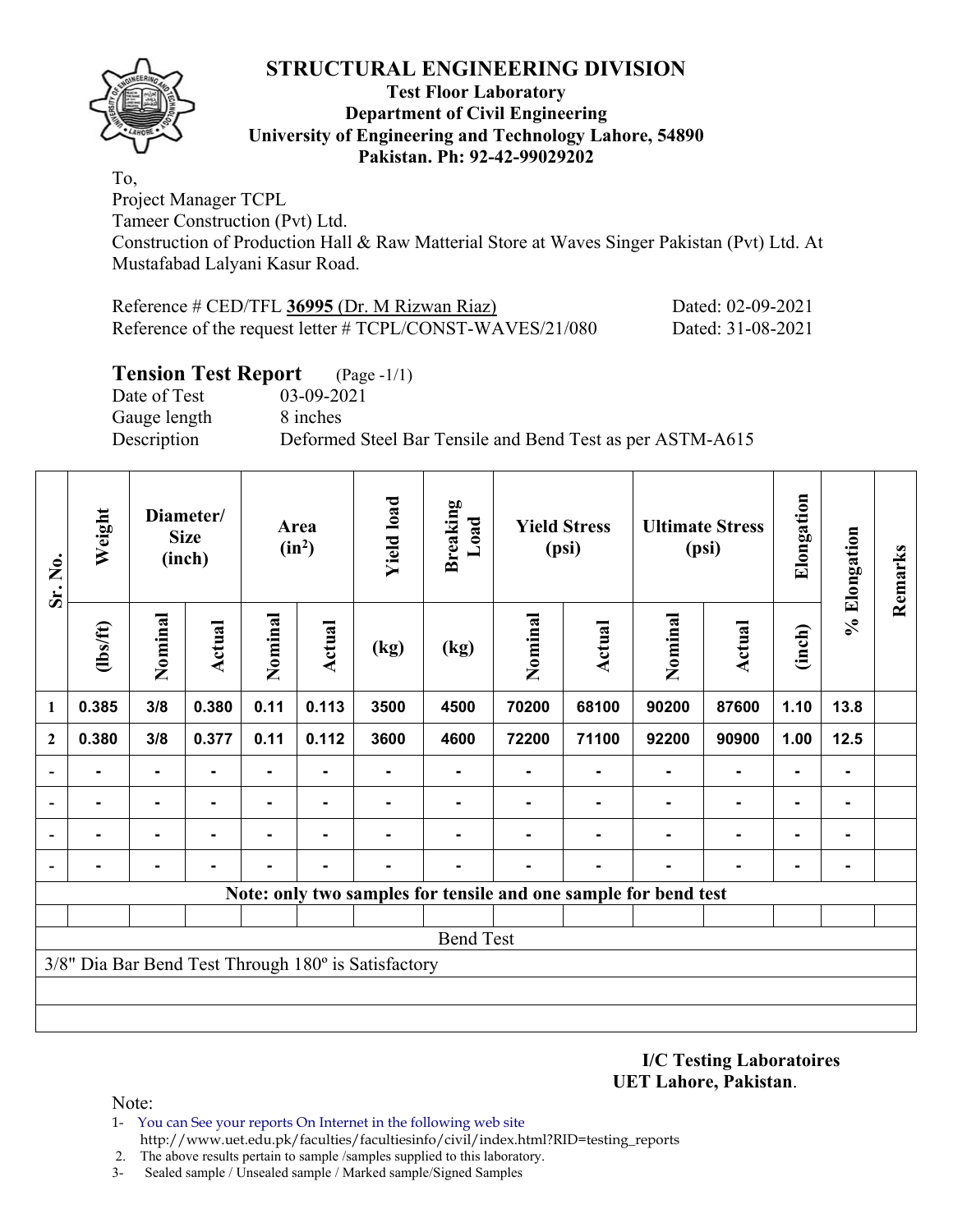# STRUCTURAL ENGINEERING DIVISION

**Test Floor Laboratory**
**Department of Civil Engineering**
**University of Engineering and Technology Lahore, 54890**
**Pakistan. Ph: 92-42-99029202**

To,
Project Manager TCPL
Tameer Construction (Pvt) Ltd.
Construction of Production Hall & Raw Matterial Store at Waves Singer Pakistan (Pvt) Ltd. At Mustafabad Lalyani Kasur Road.

Reference # CED/TFL **36995** (Dr. M Rizwan Riaz) Dated: 02-09-2021
Reference of the request letter # TCPL/CONST-WAVES/21/080 Dated: 31-08-2021

## Tension Test Report (Page -1/1)

Date of Test 03-09-2021
Gauge length 8 inches
Description Deformed Steel Bar Tensile and Bend Test as per ASTM-A615

| Sr. No. | Weight | Diameter/ Size (inch) | | Area ($in^2$) | | Yield load | Breaking Load | Yield Stress (psi) | | Ultimate Stress (psi) | | Elongation | % Elongation | Remarks |
|---|---|---|---|---|---|---|---|---|---|---|---|---|---|---|
| | (lbs/ft) | Nominal | Actual | Nominal | Actual | (kg) | (kg) | Nominal | Actual | Nominal | Actual | (inch) | | |
| 1 | 0.385 | 3/8 | 0.380 | 0.11 | 0.113 | 3500 | 4500 | 70200 | 68100 | 90200 | 87600 | 1.10 | 13.8 | |
| 2 | 0.380 | 3/8 | 0.377 | 0.11 | 0.112 | 3600 | 4600 | 72200 | 71100 | 92200 | 90900 | 1.00 | 12.5 | |
| - | - | - | - | - | - | - | - | - | - | - | - | - | - | |
| - | - | - | - | - | - | - | - | - | - | - | - | - | - | |
| - | - | - | - | - | - | - | - | - | - | - | - | - | - | |
| - | - | - | - | - | - | - | - | - | - | - | - | - | - | |
| **Note: only two samples for tensile and one sample for bend test** | | | | | | | | | | | | | | |
| Bend Test | | | | | | | | | | | | | | |
| 3/8" Dia Bar Bend Test Through 180º is Satisfactory | | | | | | | | | | | | | | |

**I/C Testing Laboratoires**
**UET Lahore, Pakistan**.

Note:
1- You can See your reports On Internet in the following web site
http://www.uet.edu.pk/faculties/facultiesinfo/civil/index.html?RID=testing_reports
2. The above results pertain to sample /samples supplied to this laboratory.
3- Sealed sample / Unsealed sample / Marked sample/Signed Samples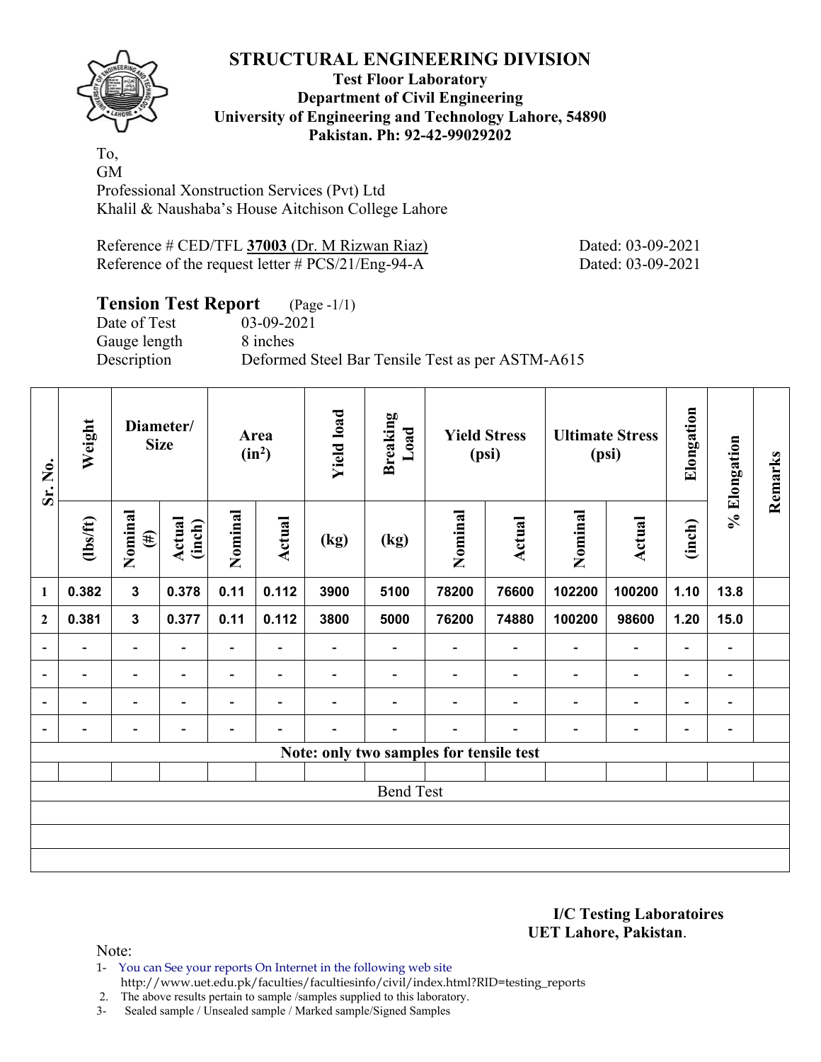# STRUCTURAL ENGINEERING DIVISION

**Test Floor Laboratory**
**Department of Civil Engineering**
**University of Engineering and Technology Lahore, 54890**
**Pakistan. Ph: 92-42-99029202**

To,
GM
Professional Xonstruction Services (Pvt) Ltd
Khalil & Naushaba's House Aitchison College Lahore

Reference # CED/TFL **37003** (Dr. M Rizwan Riaz) Dated: 03-09-2021
Reference of the request letter # PCS/21/Eng-94-A Dated: 03-09-2021

## Tension Test Report (Page -1/1)

Date of Test 03-09-2021
Gauge length 8 inches
Description Deformed Steel Bar Tensile Test as per ASTM-A615

| Sr. No. | Weight | Diameter/ Size | | Area ($in^2$) | | Yield load | Breaking Load | Yield Stress (psi) | | Ultimate Stress (psi) | | Elongation | % Elongation | Remarks |
|---|---|---|---|---|---|---|---|---|---|---|---|---|---|---|
| | (lbs/ft) | Nominal (#) | Actual (inch) | Nominal | Actual | (kg) | (kg) | Nominal | Actual | Nominal | Actual | (inch) | | |
| 1 | 0.382 | 3 | 0.378 | 0.11 | 0.112 | 3900 | 5100 | 78200 | 76600 | 102200 | 100200 | 1.10 | 13.8 | |
| 2 | 0.381 | 3 | 0.377 | 0.11 | 0.112 | 3800 | 5000 | 76200 | 74880 | 100200 | 98600 | 1.20 | 15.0 | |
| - | - | - | - | - | - | - | - | - | - | - | - | - | - | |
| - | - | - | - | - | - | - | - | - | - | - | - | - | - | |
| - | - | - | - | - | - | - | - | - | - | - | - | - | - | |
| - | - | - | - | - | - | - | - | - | - | - | - | - | - | |
| Note: only two samples for tensile test | | | | | | | | | | | | | | |
| | | | | | | | | | | | | | | |
| Bend Test | | | | | | | | | | | | | | |

**I/C Testing Laboratoires**
**UET Lahore, Pakistan**.

Note:
1- You can See your reports On Internet in the following web site
http://www.uet.edu.pk/faculties/facultiesinfo/civil/index.html?RID=testing_reports
2. The above results pertain to sample /samples supplied to this laboratory.
3- Sealed sample / Unsealed sample / Marked sample/Signed Samples